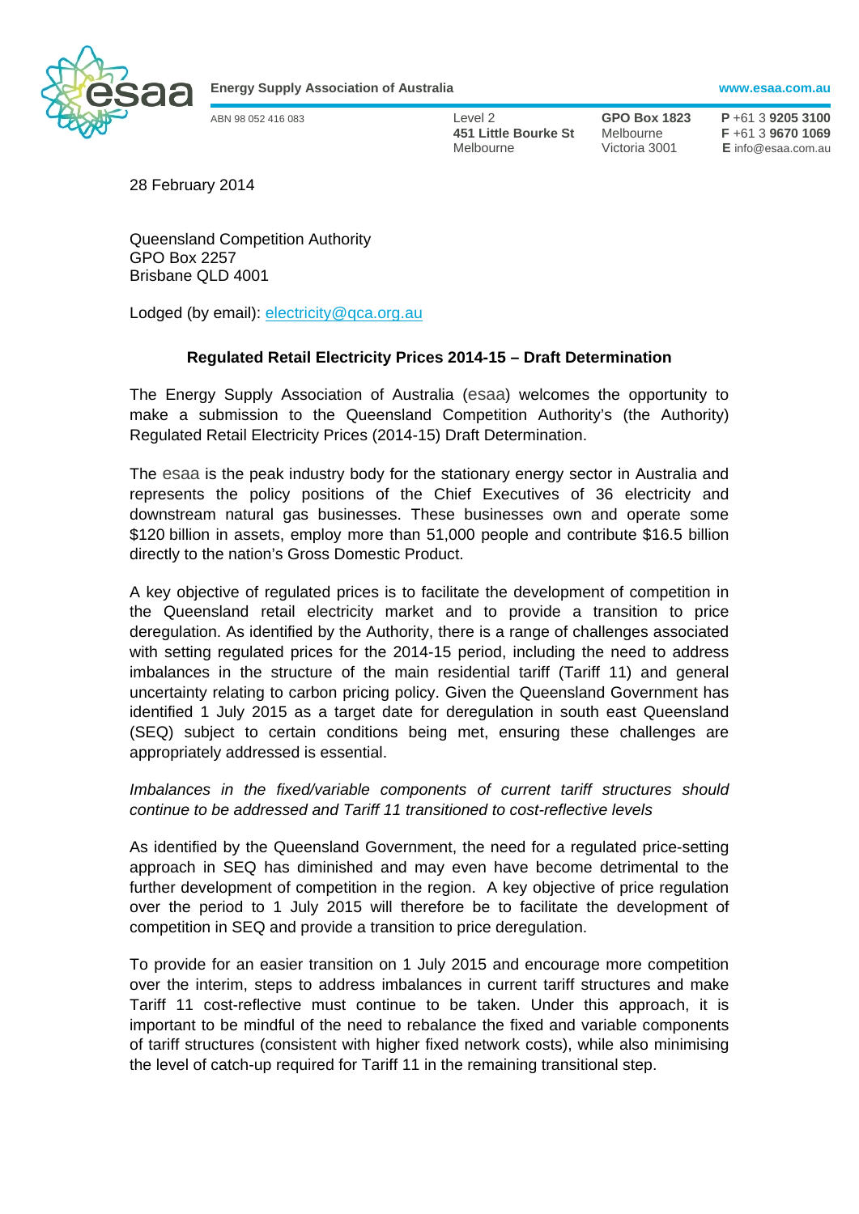**Energy Supply Association of Australia** www.esaa.com.au

ABN 98 052 416 083

Level 2
**451 Little Bourke St**
Melbourne

**GPO Box 1823**
Melbourne
Victoria 3001

**P** +61 3 **9205 3100**
**F** +61 3 **9670 1069**
**E** info@esaa.com.au

28 February 2014

Queensland Competition Authority
GPO Box 2257
Brisbane QLD 4001

Lodged (by email): electricity@qca.org.au

**Regulated Retail Electricity Prices 2014-15 – Draft Determination**

The Energy Supply Association of Australia (esaa) welcomes the opportunity to make a submission to the Queensland Competition Authority's (the Authority) Regulated Retail Electricity Prices (2014-15) Draft Determination.

The esaa is the peak industry body for the stationary energy sector in Australia and represents the policy positions of the Chief Executives of 36 electricity and downstream natural gas businesses. These businesses own and operate some $120 billion in assets, employ more than 51,000 people and contribute $16.5 billion directly to the nation's Gross Domestic Product.

A key objective of regulated prices is to facilitate the development of competition in the Queensland retail electricity market and to provide a transition to price deregulation. As identified by the Authority, there is a range of challenges associated with setting regulated prices for the 2014-15 period, including the need to address imbalances in the structure of the main residential tariff (Tariff 11) and general uncertainty relating to carbon pricing policy. Given the Queensland Government has identified 1 July 2015 as a target date for deregulation in south east Queensland (SEQ) subject to certain conditions being met, ensuring these challenges are appropriately addressed is essential.

*Imbalances in the fixed/variable components of current tariff structures should continue to be addressed and Tariff 11 transitioned to cost-reflective levels*

As identified by the Queensland Government, the need for a regulated price-setting approach in SEQ has diminished and may even have become detrimental to the further development of competition in the region. A key objective of price regulation over the period to 1 July 2015 will therefore be to facilitate the development of competition in SEQ and provide a transition to price deregulation.

To provide for an easier transition on 1 July 2015 and encourage more competition over the interim, steps to address imbalances in current tariff structures and make Tariff 11 cost-reflective must continue to be taken. Under this approach, it is important to be mindful of the need to rebalance the fixed and variable components of tariff structures (consistent with higher fixed network costs), while also minimising the level of catch-up required for Tariff 11 in the remaining transitional step.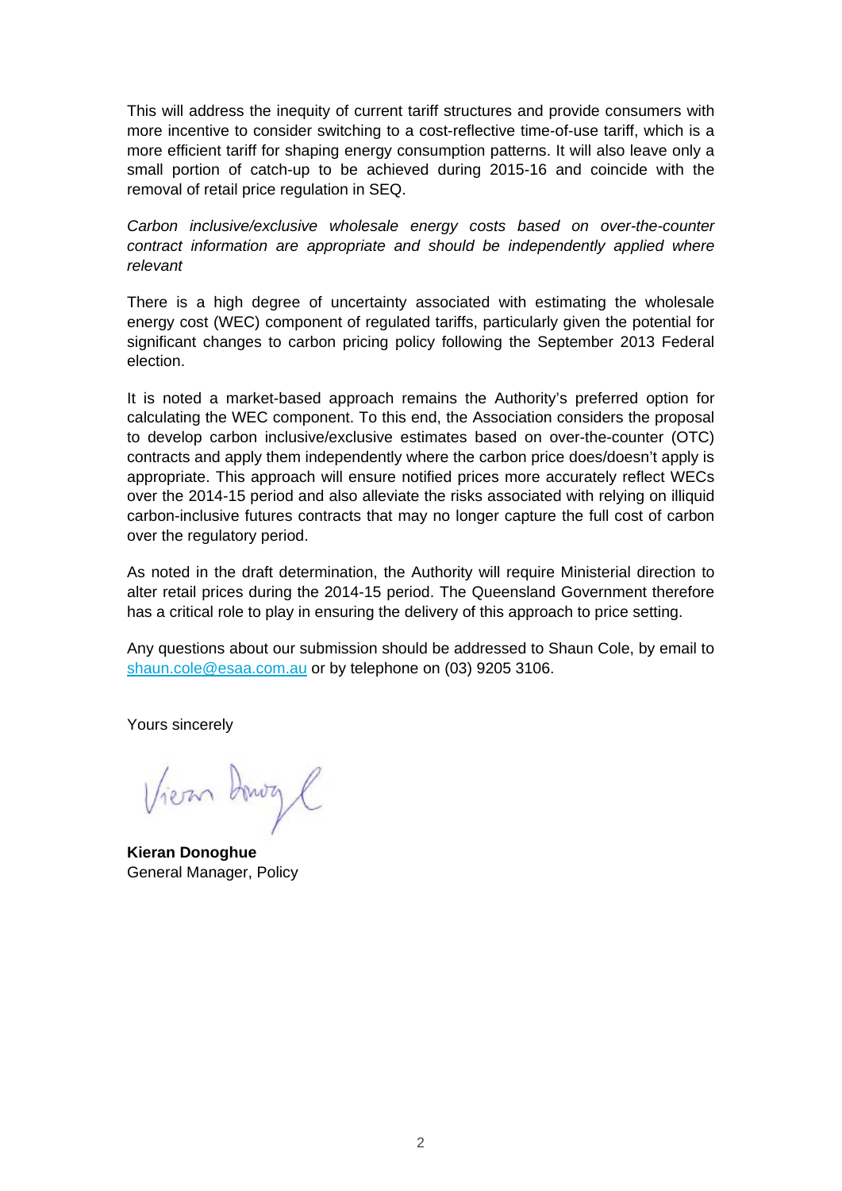This will address the inequity of current tariff structures and provide consumers with more incentive to consider switching to a cost-reflective time-of-use tariff, which is a more efficient tariff for shaping energy consumption patterns. It will also leave only a small portion of catch-up to be achieved during 2015-16 and coincide with the removal of retail price regulation in SEQ.

*Carbon inclusive/exclusive wholesale energy costs based on over-the-counter contract information are appropriate and should be independently applied where relevant*

There is a high degree of uncertainty associated with estimating the wholesale energy cost (WEC) component of regulated tariffs, particularly given the potential for significant changes to carbon pricing policy following the September 2013 Federal election.

It is noted a market-based approach remains the Authority's preferred option for calculating the WEC component. To this end, the Association considers the proposal to develop carbon inclusive/exclusive estimates based on over-the-counter (OTC) contracts and apply them independently where the carbon price does/doesn't apply is appropriate. This approach will ensure notified prices more accurately reflect WECs over the 2014-15 period and also alleviate the risks associated with relying on illiquid carbon-inclusive futures contracts that may no longer capture the full cost of carbon over the regulatory period.

As noted in the draft determination, the Authority will require Ministerial direction to alter retail prices during the 2014-15 period. The Queensland Government therefore has a critical role to play in ensuring the delivery of this approach to price setting.

Any questions about our submission should be addressed to Shaun Cole, by email to shaun.cole@esaa.com.au or by telephone on (03) 9205 3106.

Yours sincerely

**Kieran Donoghue**
General Manager, Policy